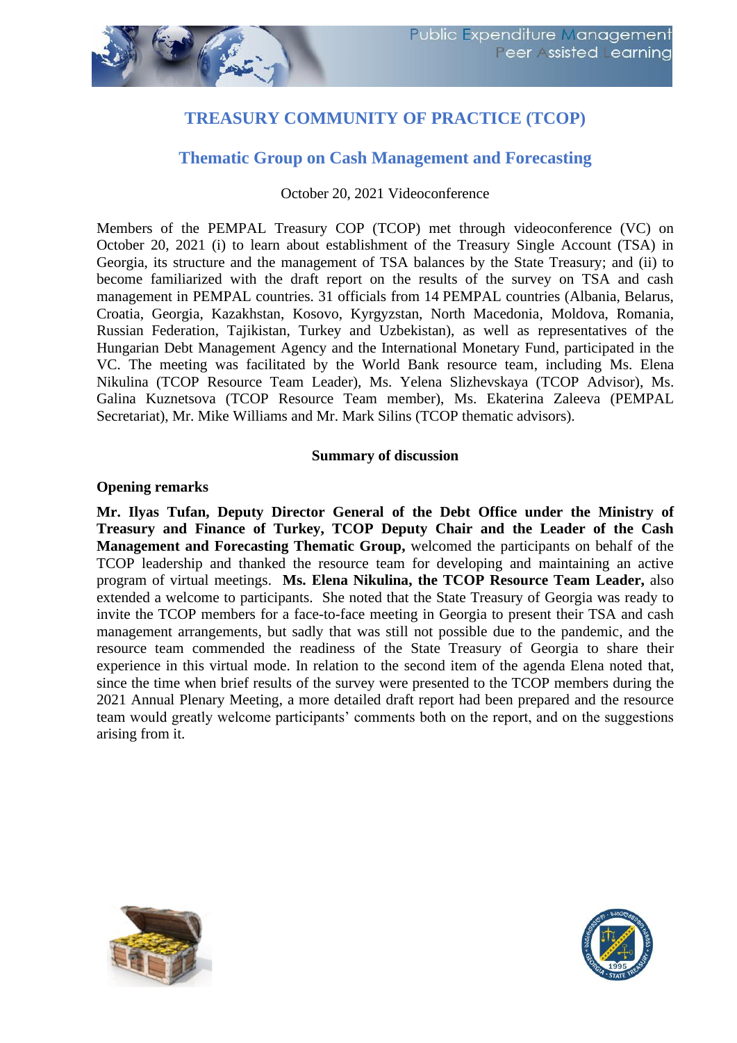# TREASURY COMMUNITY OF PRACTICE (TCOP)

## Thematic Group on Cash Management and Forecasting

October 20, 2021 Videoconference

Members of the PEMPAL Treasury COP (TCOP) met through videoconference (VC) on October 20, 2021 (i) to learn about establishment of the Treasury Single Account (TSA) in Georgia, its structure and the management of TSA balances by the State Treasury; and (ii) to become familiarized with the draft report on the results of the survey on TSA and cash management in PEMPAL countries. 31 officials from 14 PEMPAL countries (Albania, Belarus, Croatia, Georgia, Kazakhstan, Kosovo, Kyrgyzstan, North Macedonia, Moldova, Romania, Russian Federation, Tajikistan, Turkey and Uzbekistan), as well as representatives of the Hungarian Debt Management Agency and the International Monetary Fund, participated in the VC. The meeting was facilitated by the World Bank resource team, including Ms. Elena Nikulina (TCOP Resource Team Leader), Ms. Yelena Slizhevskaya (TCOP Advisor), Ms. Galina Kuznetsova (TCOP Resource Team member), Ms. Ekaterina Zaleeva (PEMPAL Secretariat), Mr. Mike Williams and Mr. Mark Silins (TCOP thematic advisors).

**Summary of discussion**

**Opening remarks**

**Mr. Ilyas Tufan, Deputy Director General of the Debt Office under the Ministry of Treasury and Finance of Turkey, TCOP Deputy Chair and the Leader of the Cash Management and Forecasting Thematic Group,** welcomed the participants on behalf of the TCOP leadership and thanked the resource team for developing and maintaining an active program of virtual meetings. **Ms. Elena Nikulina, the TCOP Resource Team Leader,** also extended a welcome to participants. She noted that the State Treasury of Georgia was ready to invite the TCOP members for a face-to-face meeting in Georgia to present their TSA and cash management arrangements, but sadly that was still not possible due to the pandemic, and the resource team commended the readiness of the State Treasury of Georgia to share their experience in this virtual mode. In relation to the second item of the agenda Elena noted that, since the time when brief results of the survey were presented to the TCOP members during the 2021 Annual Plenary Meeting, a more detailed draft report had been prepared and the resource team would greatly welcome participants' comments both on the report, and on the suggestions arising from it.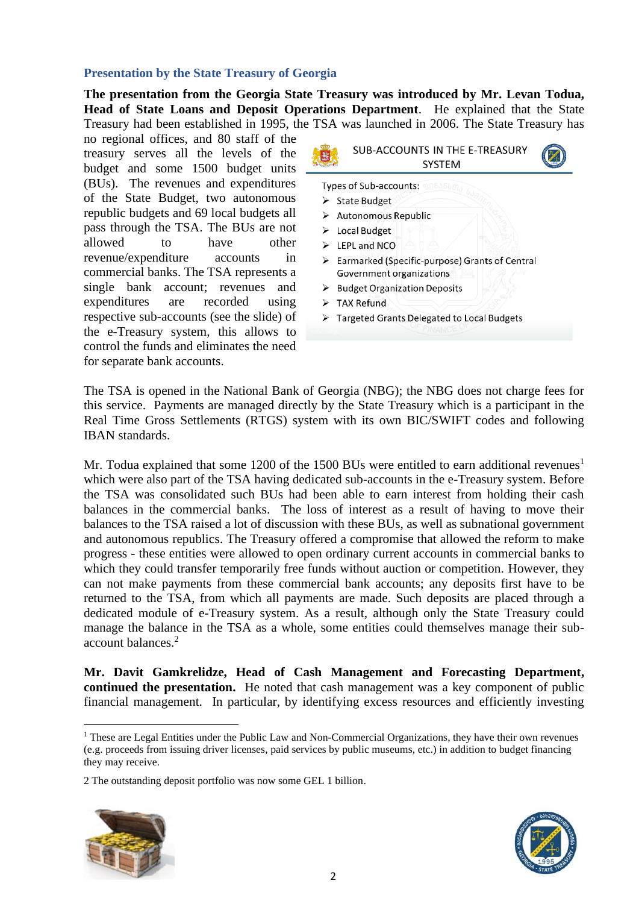### Presentation by the State Treasury of Georgia

**The presentation from the Georgia State Treasury was introduced by Mr. Levan Todua, Head of State Loans and Deposit Operations Department**. He explained that the State Treasury had been established in 1995, the TSA was launched in 2006. The State Treasury has no regional offices, and 80 staff of the treasury serves all the levels of the budget and some 1500 budget units (BUs). The revenues and expenditures of the State Budget, two autonomous republic budgets and 69 local budgets all pass through the TSA. The BUs are not allowed to have other revenue/expenditure accounts in commercial banks. The TSA represents a single bank account; revenues and expenditures are recorded using respective sub-accounts (see the slide) of the e-Treasury system, this allows to control the funds and eliminates the need for separate bank accounts.

SUB-ACCOUNTS IN THE E-TREASURY SYSTEM

Types of Sub-accounts:

- State Budget
- Autonomous Republic
- Local Budget
- LEPL and NCO
- Earmarked (Specific-purpose) Grants of Central Government organizations
- Budget Organization Deposits
- TAX Refund
- Targeted Grants Delegated to Local Budgets

The TSA is opened in the National Bank of Georgia (NBG); the NBG does not charge fees for this service. Payments are managed directly by the State Treasury which is a participant in the Real Time Gross Settlements (RTGS) system with its own BIC/SWIFT codes and following IBAN standards.

Mr. Todua explained that some 1200 of the 1500 BUs were entitled to earn additional revenues[1] which were also part of the TSA having dedicated sub-accounts in the e-Treasury system. Before the TSA was consolidated such BUs had been able to earn interest from holding their cash balances in the commercial banks. The loss of interest as a result of having to move their balances to the TSA raised a lot of discussion with these BUs, as well as subnational government and autonomous republics. The Treasury offered a compromise that allowed the reform to make progress - these entities were allowed to open ordinary current accounts in commercial banks to which they could transfer temporarily free funds without auction or competition. However, they can not make payments from these commercial bank accounts; any deposits first have to be returned to the TSA, from which all payments are made. Such deposits are placed through a dedicated module of e-Treasury system. As a result, although only the State Treasury could manage the balance in the TSA as a whole, some entities could themselves manage their sub-account balances.[2]

**Mr. Davit Gamkrelidze, Head of Cash Management and Forecasting Department, continued the presentation.** He noted that cash management was a key component of public financial management. In particular, by identifying excess resources and efficiently investing

---

[1] These are Legal Entities under the Public Law and Non-Commercial Organizations, they have their own revenues (e.g. proceeds from issuing driver licenses, paid services by public museums, etc.) in addition to budget financing they may receive.

2 The outstanding deposit portfolio was now some GEL 1 billion.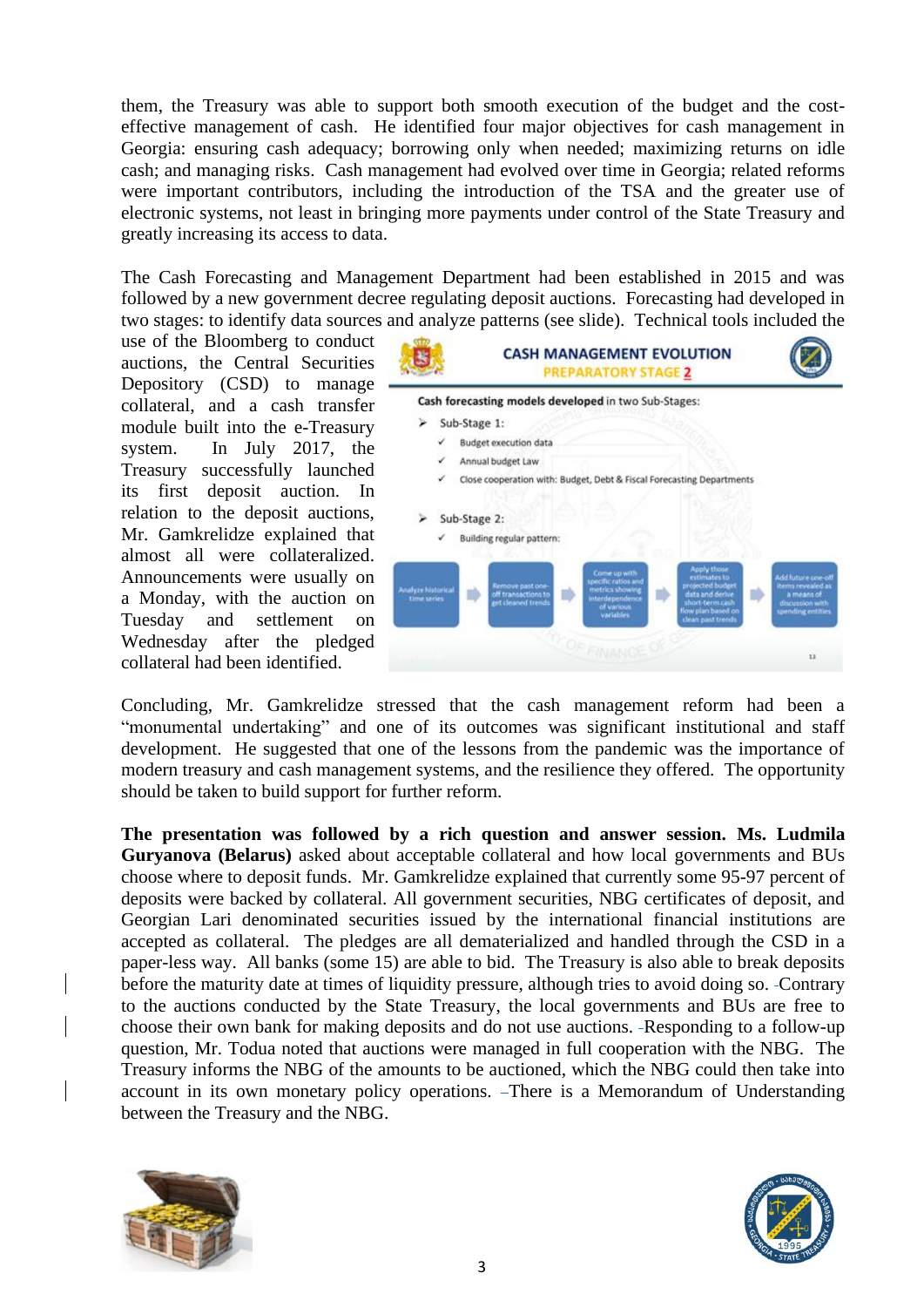them, the Treasury was able to support both smooth execution of the budget and the cost-effective management of cash. He identified four major objectives for cash management in Georgia: ensuring cash adequacy; borrowing only when needed; maximizing returns on idle cash; and managing risks. Cash management had evolved over time in Georgia; related reforms were important contributors, including the introduction of the TSA and the greater use of electronic systems, not least in bringing more payments under control of the State Treasury and greatly increasing its access to data.

The Cash Forecasting and Management Department had been established in 2015 and was followed by a new government decree regulating deposit auctions. Forecasting had developed in two stages: to identify data sources and analyze patterns (see slide). Technical tools included the use of the Bloomberg to conduct auctions, the Central Securities Depository (CSD) to manage collateral, and a cash transfer module built into the e-Treasury system. In July 2017, the Treasury successfully launched its first deposit auction. In relation to the deposit auctions, Mr. Gamkrelidze explained that almost all were collateralized. Announcements were usually on a Monday, with the auction on Tuesday and settlement on Wednesday after the pledged collateral had been identified.

Concluding, Mr. Gamkrelidze stressed that the cash management reform had been a "monumental undertaking" and one of its outcomes was significant institutional and staff development. He suggested that one of the lessons from the pandemic was the importance of modern treasury and cash management systems, and the resilience they offered. The opportunity should be taken to build support for further reform.

**The presentation was followed by a rich question and answer session. Ms. Ludmila Guryanova (Belarus)** asked about acceptable collateral and how local governments and BUs choose where to deposit funds. Mr. Gamkrelidze explained that currently some 95-97 percent of deposits were backed by collateral. All government securities, NBG certificates of deposit, and Georgian Lari denominated securities issued by the international financial institutions are accepted as collateral. The pledges are all dematerialized and handled through the CSD in a paper-less way. All banks (some 15) are able to bid. The Treasury is also able to break deposits before the maturity date at times of liquidity pressure, although tries to avoid doing so. Contrary to the auctions conducted by the State Treasury, the local governments and BUs are free to choose their own bank for making deposits and do not use auctions. Responding to a follow-up question, Mr. Todua noted that auctions were managed in full cooperation with the NBG. The Treasury informs the NBG of the amounts to be auctioned, which the NBG could then take into account in its own monetary policy operations. There is a Memorandum of Understanding between the Treasury and the NBG.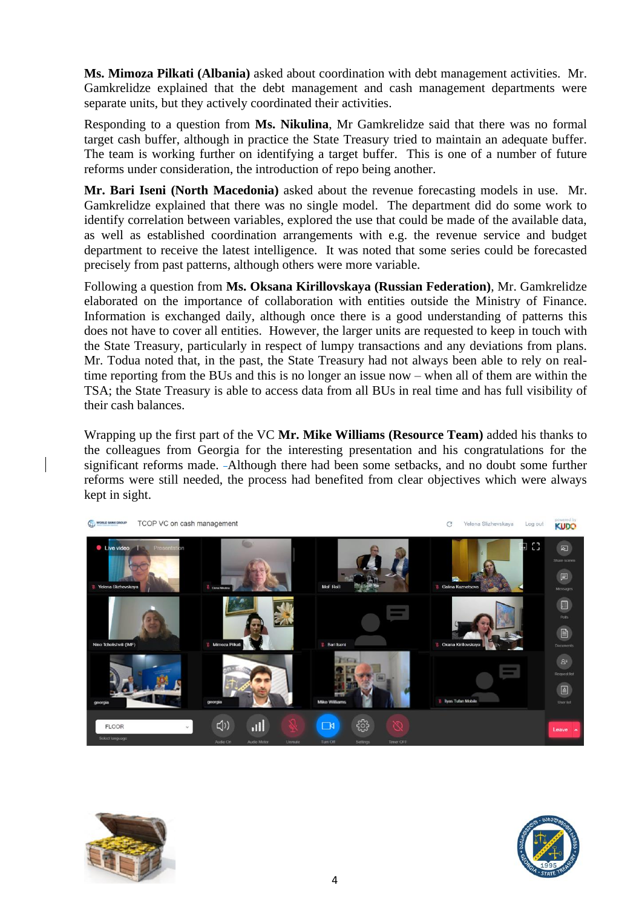**Ms. Mimoza Pilkati (Albania)** asked about coordination with debt management activities. Mr. Gamkrelidze explained that the debt management and cash management departments were separate units, but they actively coordinated their activities.

Responding to a question from **Ms. Nikulina**, Mr Gamkrelidze said that there was no formal target cash buffer, although in practice the State Treasury tried to maintain an adequate buffer. The team is working further on identifying a target buffer. This is one of a number of future reforms under consideration, the introduction of repo being another.

**Mr. Bari Iseni (North Macedonia)** asked about the revenue forecasting models in use. Mr. Gamkrelidze explained that there was no single model. The department did do some work to identify correlation between variables, explored the use that could be made of the available data, as well as established coordination arrangements with e.g. the revenue service and budget department to receive the latest intelligence. It was noted that some series could be forecasted precisely from past patterns, although others were more variable.

Following a question from **Ms. Oksana Kirillovskaya (Russian Federation)**, Mr. Gamkrelidze elaborated on the importance of collaboration with entities outside the Ministry of Finance. Information is exchanged daily, although once there is a good understanding of patterns this does not have to cover all entities. However, the larger units are requested to keep in touch with the State Treasury, particularly in respect of lumpy transactions and any deviations from plans. Mr. Todua noted that, in the past, the State Treasury had not always been able to rely on real-time reporting from the BUs and this is no longer an issue now – when all of them are within the TSA; the State Treasury is able to access data from all BUs in real time and has full visibility of their cash balances.

Wrapping up the first part of the VC **Mr. Mike Williams (Resource Team)** added his thanks to the colleagues from Georgia for the interesting presentation and his congratulations for the significant reforms made. Although there had been some setbacks, and no doubt some further reforms were still needed, the process had benefited from clear objectives which were always kept in sight.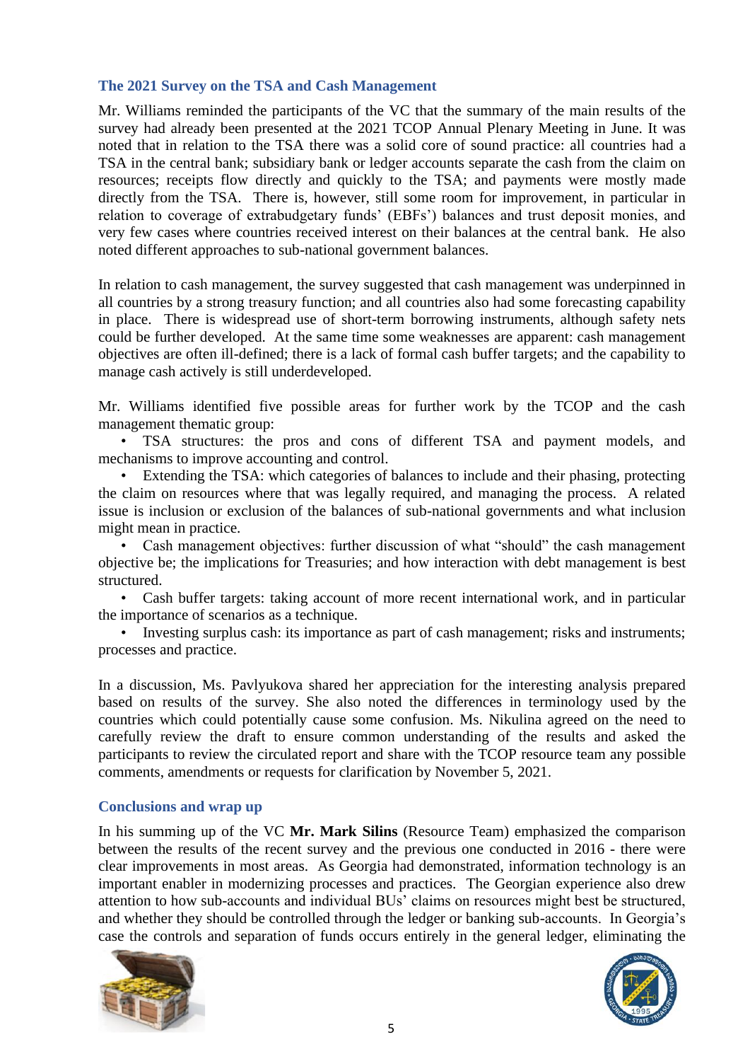### The 2021 Survey on the TSA and Cash Management

Mr. Williams reminded the participants of the VC that the summary of the main results of the survey had already been presented at the 2021 TCOP Annual Plenary Meeting in June. It was noted that in relation to the TSA there was a solid core of sound practice: all countries had a TSA in the central bank; subsidiary bank or ledger accounts separate the cash from the claim on resources; receipts flow directly and quickly to the TSA; and payments were mostly made directly from the TSA. There is, however, still some room for improvement, in particular in relation to coverage of extrabudgetary funds' (EBFs') balances and trust deposit monies, and very few cases where countries received interest on their balances at the central bank. He also noted different approaches to sub-national government balances.

In relation to cash management, the survey suggested that cash management was underpinned in all countries by a strong treasury function; and all countries also had some forecasting capability in place. There is widespread use of short-term borrowing instruments, although safety nets could be further developed. At the same time some weaknesses are apparent: cash management objectives are often ill-defined; there is a lack of formal cash buffer targets; and the capability to manage cash actively is still underdeveloped.

Mr. Williams identified five possible areas for further work by the TCOP and the cash management thematic group:

- TSA structures: the pros and cons of different TSA and payment models, and mechanisms to improve accounting and control.
- Extending the TSA: which categories of balances to include and their phasing, protecting the claim on resources where that was legally required, and managing the process. A related issue is inclusion or exclusion of the balances of sub-national governments and what inclusion might mean in practice.
- Cash management objectives: further discussion of what "should" the cash management objective be; the implications for Treasuries; and how interaction with debt management is best structured.
- Cash buffer targets: taking account of more recent international work, and in particular the importance of scenarios as a technique.
- Investing surplus cash: its importance as part of cash management; risks and instruments; processes and practice.

In a discussion, Ms. Pavlyukova shared her appreciation for the interesting analysis prepared based on results of the survey. She also noted the differences in terminology used by the countries which could potentially cause some confusion. Ms. Nikulina agreed on the need to carefully review the draft to ensure common understanding of the results and asked the participants to review the circulated report and share with the TCOP resource team any possible comments, amendments or requests for clarification by November 5, 2021.

### Conclusions and wrap up

In his summing up of the VC **Mr. Mark Silins** (Resource Team) emphasized the comparison between the results of the recent survey and the previous one conducted in 2016 - there were clear improvements in most areas. As Georgia had demonstrated, information technology is an important enabler in modernizing processes and practices. The Georgian experience also drew attention to how sub-accounts and individual BUs' claims on resources might best be structured, and whether they should be controlled through the ledger or banking sub-accounts. In Georgia's case the controls and separation of funds occurs entirely in the general ledger, eliminating the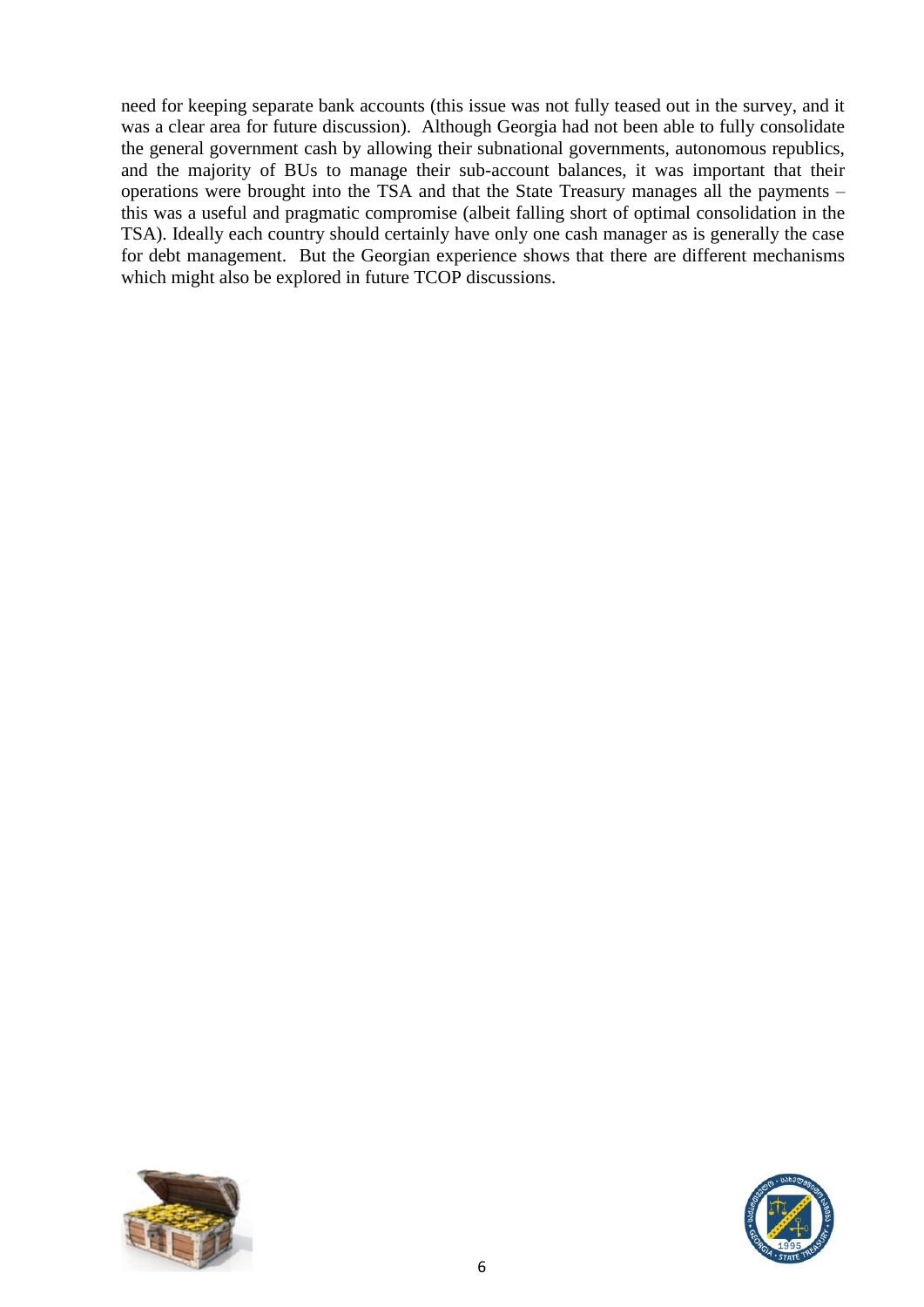need for keeping separate bank accounts (this issue was not fully teased out in the survey, and it was a clear area for future discussion). Although Georgia had not been able to fully consolidate the general government cash by allowing their subnational governments, autonomous republics, and the majority of BUs to manage their sub-account balances, it was important that their operations were brought into the TSA and that the State Treasury manages all the payments – this was a useful and pragmatic compromise (albeit falling short of optimal consolidation in the TSA). Ideally each country should certainly have only one cash manager as is generally the case for debt management. But the Georgian experience shows that there are different mechanisms which might also be explored in future TCOP discussions.